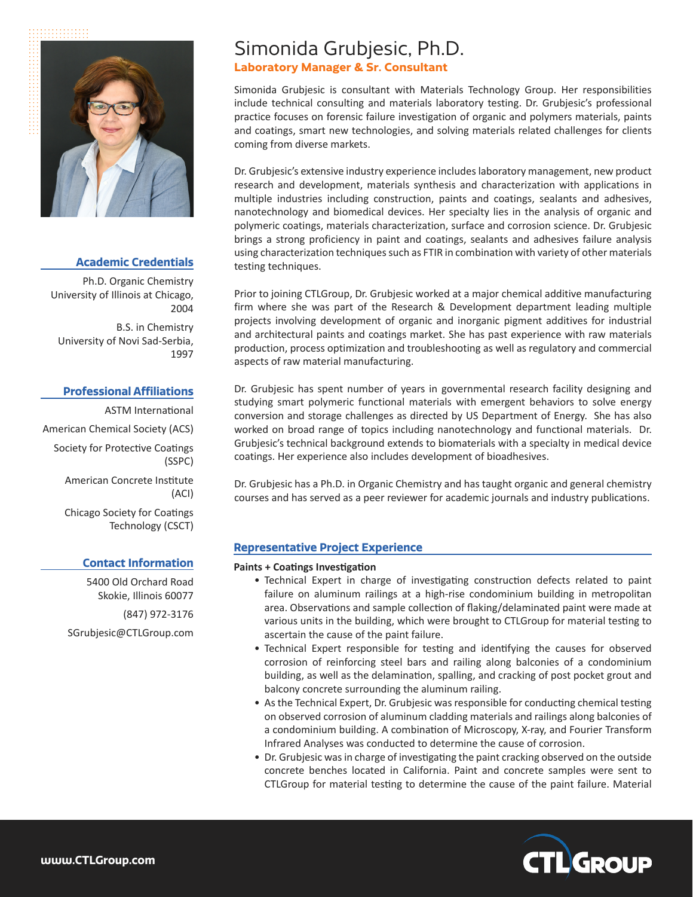# Simonida Grubjesic, Ph.D.

**Laboratory Manager & Sr. Consultant**

Simonida Grubjesic is consultant with Materials Technology Group. Her responsibilities include technical consulting and materials laboratory testing. Dr. Grubjesic's professional practice focuses on forensic failure investigation of organic and polymers materials, paints and coatings, smart new technologies, and solving materials related challenges for clients coming from diverse markets.

Dr. Grubjesic's extensive industry experience includes laboratory management, new product research and development, materials synthesis and characterization with applications in multiple industries including construction, paints and coatings, sealants and adhesives, nanotechnology and biomedical devices. Her specialty lies in the analysis of organic and polymeric coatings, materials characterization, surface and corrosion science. Dr. Grubjesic brings a strong proficiency in paint and coatings, sealants and adhesives failure analysis using characterization techniques such as FTIR in combination with variety of other materials testing techniques.

Prior to joining CTLGroup, Dr. Grubjesic worked at a major chemical additive manufacturing firm where she was part of the Research & Development department leading multiple projects involving development of organic and inorganic pigment additives for industrial and architectural paints and coatings market. She has past experience with raw materials production, process optimization and troubleshooting as well as regulatory and commercial aspects of raw material manufacturing.

Dr. Grubjesic has spent number of years in governmental research facility designing and studying smart polymeric functional materials with emergent behaviors to solve energy conversion and storage challenges as directed by US Department of Energy. She has also worked on broad range of topics including nanotechnology and functional materials. Dr. Grubjesic's technical background extends to biomaterials with a specialty in medical device coatings. Her experience also includes development of bioadhesives.

Dr. Grubjesic has a Ph.D. in Organic Chemistry and has taught organic and general chemistry courses and has served as a peer reviewer for academic journals and industry publications.

## Academic Credentials

Ph.D. Organic Chemistry
University of Illinois at Chicago, 2004

B.S. in Chemistry
University of Novi Sad-Serbia, 1997

## Professional Affiliations

ASTM International

American Chemical Society (ACS)

Society for Protective Coatings (SSPC)

American Concrete Institute (ACI)

Chicago Society for Coatings Technology (CSCT)

## Contact Information

5400 Old Orchard Road
Skokie, Illinois 60077

(847) 972-3176

SGrubjesic@CTLGroup.com

## Representative Project Experience

**Paints + Coatings Investigation**

- Technical Expert in charge of investigating construction defects related to paint failure on aluminum railings at a high-rise condominium building in metropolitan area. Observations and sample collection of flaking/delaminated paint were made at various units in the building, which were brought to CTLGroup for material testing to ascertain the cause of the paint failure.
- Technical Expert responsible for testing and identifying the causes for observed corrosion of reinforcing steel bars and railing along balconies of a condominium building, as well as the delamination, spalling, and cracking of post pocket grout and balcony concrete surrounding the aluminum railing.
- As the Technical Expert, Dr. Grubjesic was responsible for conducting chemical testing on observed corrosion of aluminum cladding materials and railings along balconies of a condominium building. A combination of Microscopy, X-ray, and Fourier Transform Infrared Analyses was conducted to determine the cause of corrosion.
- Dr. Grubjesic was in charge of investigating the paint cracking observed on the outside concrete benches located in California. Paint and concrete samples were sent to CTLGroup for material testing to determine the cause of the paint failure. Material

www.CTLGroup.com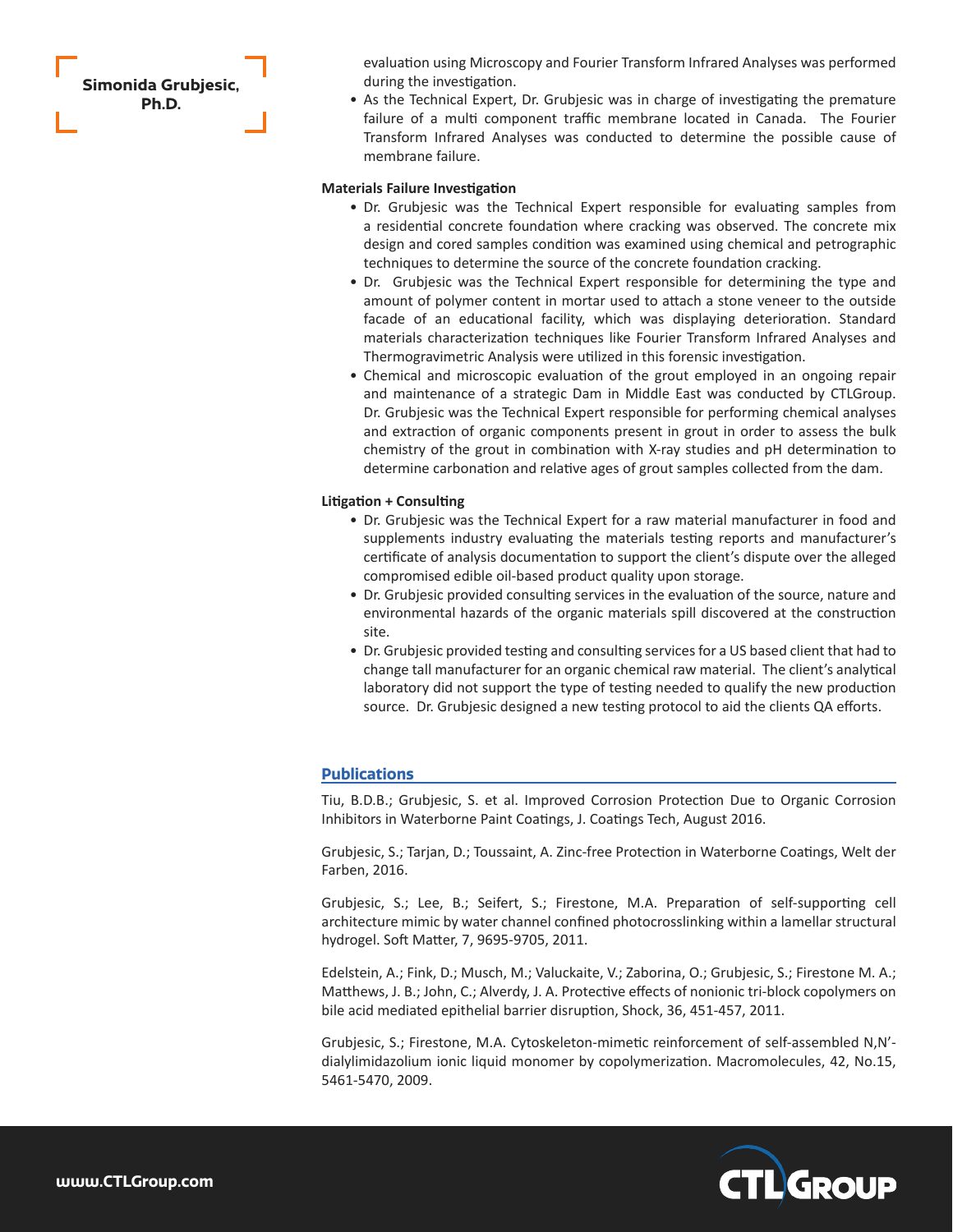evaluation using Microscopy and Fourier Transform Infrared Analyses was performed during the investigation.

- As the Technical Expert, Dr. Grubjesic was in charge of investigating the premature failure of a multi component traffic membrane located in Canada. The Fourier Transform Infrared Analyses was conducted to determine the possible cause of membrane failure.

**Materials Failure Investigation**

- Dr. Grubjesic was the Technical Expert responsible for evaluating samples from a residential concrete foundation where cracking was observed. The concrete mix design and cored samples condition was examined using chemical and petrographic techniques to determine the source of the concrete foundation cracking.
- Dr. Grubjesic was the Technical Expert responsible for determining the type and amount of polymer content in mortar used to attach a stone veneer to the outside facade of an educational facility, which was displaying deterioration. Standard materials characterization techniques like Fourier Transform Infrared Analyses and Thermogravimetric Analysis were utilized in this forensic investigation.
- Chemical and microscopic evaluation of the grout employed in an ongoing repair and maintenance of a strategic Dam in Middle East was conducted by CTLGroup. Dr. Grubjesic was the Technical Expert responsible for performing chemical analyses and extraction of organic components present in grout in order to assess the bulk chemistry of the grout in combination with X-ray studies and pH determination to determine carbonation and relative ages of grout samples collected from the dam.

**Litigation + Consulting**

- Dr. Grubjesic was the Technical Expert for a raw material manufacturer in food and supplements industry evaluating the materials testing reports and manufacturer's certificate of analysis documentation to support the client's dispute over the alleged compromised edible oil-based product quality upon storage.
- Dr. Grubjesic provided consulting services in the evaluation of the source, nature and environmental hazards of the organic materials spill discovered at the construction site.
- Dr. Grubjesic provided testing and consulting services for a US based client that had to change tall manufacturer for an organic chemical raw material. The client's analytical laboratory did not support the type of testing needed to qualify the new production source. Dr. Grubjesic designed a new testing protocol to aid the clients QA efforts.

## Publications

Tiu, B.D.B.; Grubjesic, S. et al. Improved Corrosion Protection Due to Organic Corrosion Inhibitors in Waterborne Paint Coatings, J. Coatings Tech, August 2016.

Grubjesic, S.; Tarjan, D.; Toussaint, A. Zinc-free Protection in Waterborne Coatings, Welt der Farben, 2016.

Grubjesic, S.; Lee, B.; Seifert, S.; Firestone, M.A. Preparation of self-supporting cell architecture mimic by water channel confined photocrosslinking within a lamellar structural hydrogel. Soft Matter, 7, 9695-9705, 2011.

Edelstein, A.; Fink, D.; Musch, M.; Valuckaite, V.; Zaborina, O.; Grubjesic, S.; Firestone M. A.; Matthews, J. B.; John, C.; Alverdy, J. A. Protective effects of nonionic tri-block copolymers on bile acid mediated epithelial barrier disruption, Shock, 36, 451-457, 2011.

Grubjesic, S.; Firestone, M.A. Cytoskeleton-mimetic reinforcement of self-assembled N,N'-dialylimidazolium ionic liquid monomer by copolymerization. Macromolecules, 42, No.15, 5461-5470, 2009.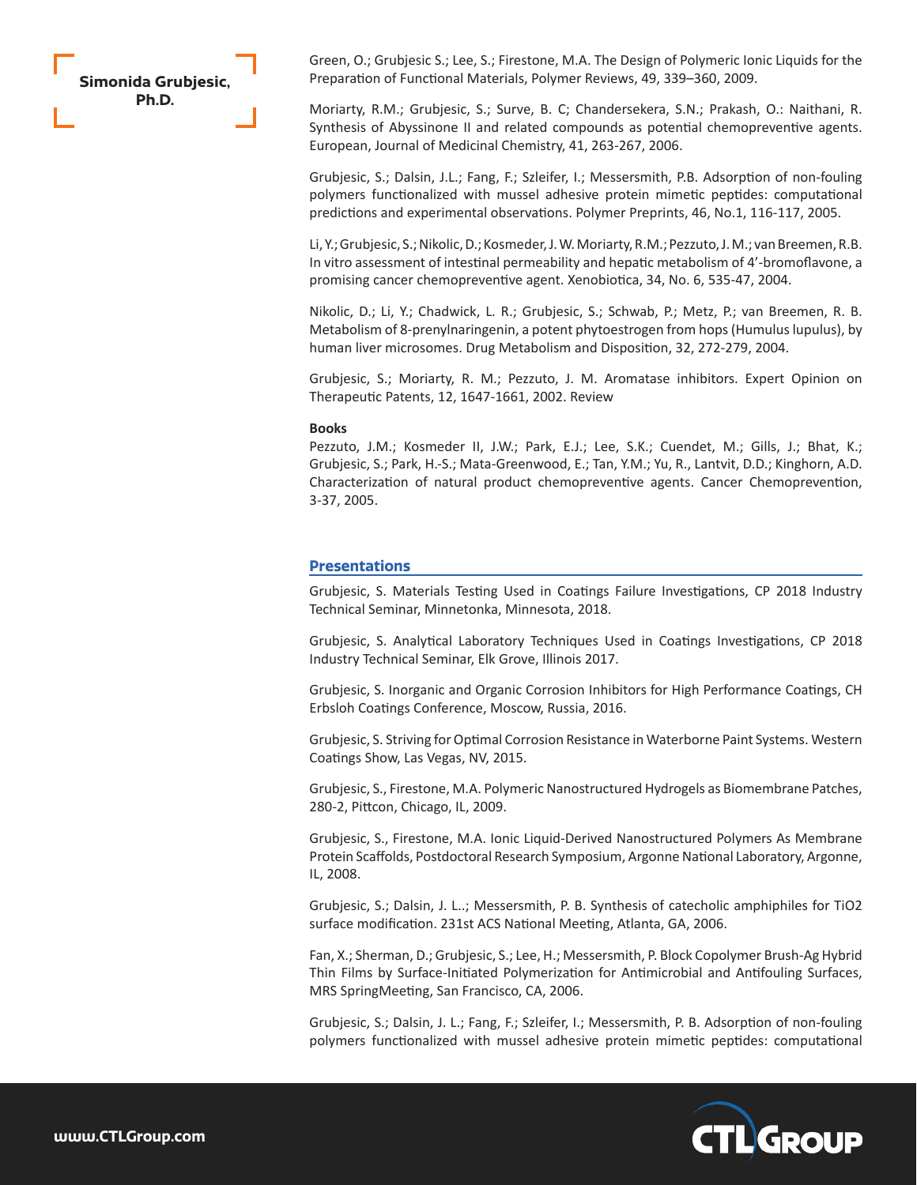Green, O.; Grubjesic S.; Lee, S.; Firestone, M.A. The Design of Polymeric Ionic Liquids for the Preparation of Functional Materials, Polymer Reviews, 49, 339–360, 2009.

Moriarty, R.M.; Grubjesic, S.; Surve, B. C; Chandersekera, S.N.; Prakash, O.: Naithani, R. Synthesis of Abyssinone II and related compounds as potential chemopreventive agents. European, Journal of Medicinal Chemistry, 41, 263-267, 2006.

Grubjesic, S.; Dalsin, J.L.; Fang, F.; Szleifer, I.; Messersmith, P.B. Adsorption of non-fouling polymers functionalized with mussel adhesive protein mimetic peptides: computational predictions and experimental observations. Polymer Preprints, 46, No.1, 116-117, 2005.

Li, Y.; Grubjesic, S.; Nikolic, D.; Kosmeder, J. W. Moriarty, R.M.; Pezzuto, J. M.; van Breemen, R.B. In vitro assessment of intestinal permeability and hepatic metabolism of 4'-bromoflavone, a promising cancer chemopreventive agent. Xenobiotica, 34, No. 6, 535-47, 2004.

Nikolic, D.; Li, Y.; Chadwick, L. R.; Grubjesic, S.; Schwab, P.; Metz, P.; van Breemen, R. B. Metabolism of 8-prenylnaringenin, a potent phytoestrogen from hops (Humulus lupulus), by human liver microsomes. Drug Metabolism and Disposition, 32, 272-279, 2004.

Grubjesic, S.; Moriarty, R. M.; Pezzuto, J. M. Aromatase inhibitors. Expert Opinion on Therapeutic Patents, 12, 1647-1661, 2002. Review

**Books**

Pezzuto, J.M.; Kosmeder II, J.W.; Park, E.J.; Lee, S.K.; Cuendet, M.; Gills, J.; Bhat, K.; Grubjesic, S.; Park, H.-S.; Mata-Greenwood, E.; Tan, Y.M.; Yu, R., Lantvit, D.D.; Kinghorn, A.D. Characterization of natural product chemopreventive agents. Cancer Chemoprevention, 3-37, 2005.

## Presentations

Grubjesic, S. Materials Testing Used in Coatings Failure Investigations, CP 2018 Industry Technical Seminar, Minnetonka, Minnesota, 2018.

Grubjesic, S. Analytical Laboratory Techniques Used in Coatings Investigations, CP 2018 Industry Technical Seminar, Elk Grove, Illinois 2017.

Grubjesic, S. Inorganic and Organic Corrosion Inhibitors for High Performance Coatings, CH Erbsloh Coatings Conference, Moscow, Russia, 2016.

Grubjesic, S. Striving for Optimal Corrosion Resistance in Waterborne Paint Systems. Western Coatings Show, Las Vegas, NV, 2015.

Grubjesic, S., Firestone, M.A. Polymeric Nanostructured Hydrogels as Biomembrane Patches, 280-2, Pittcon, Chicago, IL, 2009.

Grubjesic, S., Firestone, M.A. Ionic Liquid-Derived Nanostructured Polymers As Membrane Protein Scaffolds, Postdoctoral Research Symposium, Argonne National Laboratory, Argonne, IL, 2008.

Grubjesic, S.; Dalsin, J. L..; Messersmith, P. B. Synthesis of catecholic amphiphiles for $TiO_2$ surface modification. 231st ACS National Meeting, Atlanta, GA, 2006.

Fan, X.; Sherman, D.; Grubjesic, S.; Lee, H.; Messersmith, P. Block Copolymer Brush-Ag Hybrid Thin Films by Surface-Initiated Polymerization for Antimicrobial and Antifouling Surfaces, MRS SpringMeeting, San Francisco, CA, 2006.

Grubjesic, S.; Dalsin, J. L.; Fang, F.; Szleifer, I.; Messersmith, P. B. Adsorption of non-fouling polymers functionalized with mussel adhesive protein mimetic peptides: computational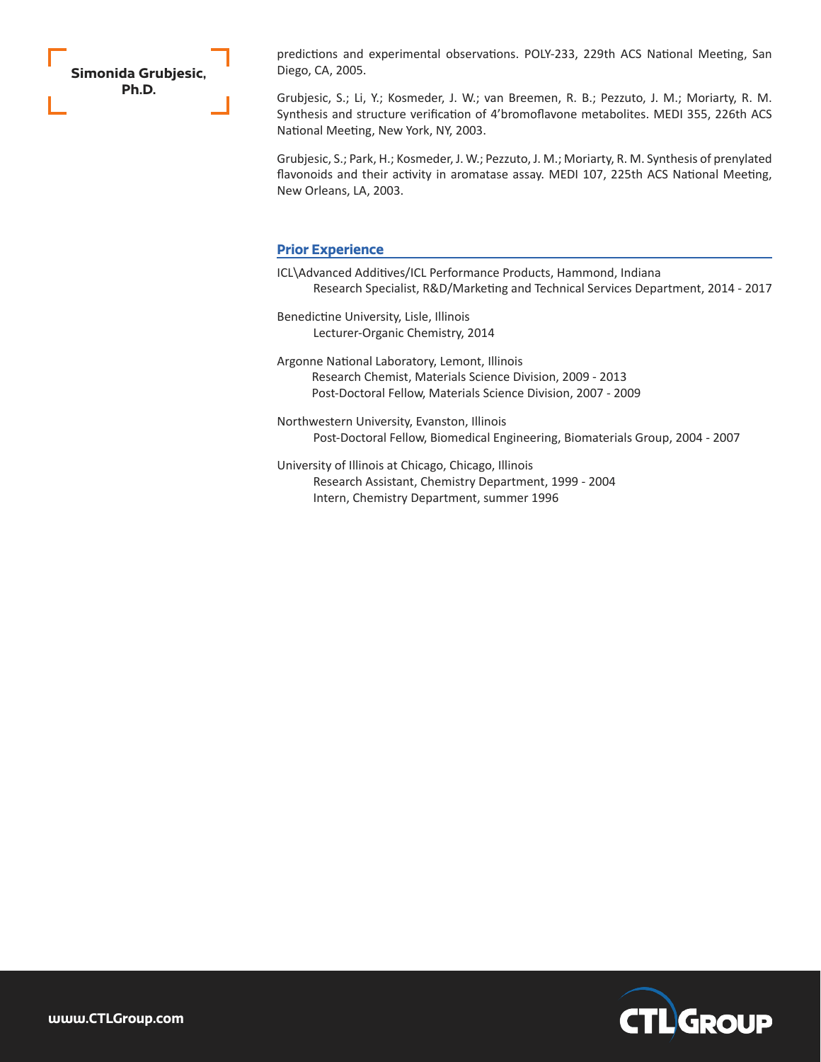predictions and experimental observations. POLY-233, 229th ACS National Meeting, San Diego, CA, 2005.

Grubjesic, S.; Li, Y.; Kosmeder, J. W.; van Breemen, R. B.; Pezzuto, J. M.; Moriarty, R. M. Synthesis and structure verification of 4'bromoflavone metabolites. MEDI 355, 226th ACS National Meeting, New York, NY, 2003.

Grubjesic, S.; Park, H.; Kosmeder, J. W.; Pezzuto, J. M.; Moriarty, R. M. Synthesis of prenylated flavonoids and their activity in aromatase assay. MEDI 107, 225th ACS National Meeting, New Orleans, LA, 2003.

## Prior Experience

ICL\Advanced Additives/ICL Performance Products, Hammond, Indiana
Research Specialist, R&D/Marketing and Technical Services Department, 2014 - 2017

Benedictine University, Lisle, Illinois
Lecturer-Organic Chemistry, 2014

Argonne National Laboratory, Lemont, Illinois
Research Chemist, Materials Science Division, 2009 - 2013
Post-Doctoral Fellow, Materials Science Division, 2007 - 2009

Northwestern University, Evanston, Illinois
Post-Doctoral Fellow, Biomedical Engineering, Biomaterials Group, 2004 - 2007

University of Illinois at Chicago, Chicago, Illinois
Research Assistant, Chemistry Department, 1999 - 2004
Intern, Chemistry Department, summer 1996